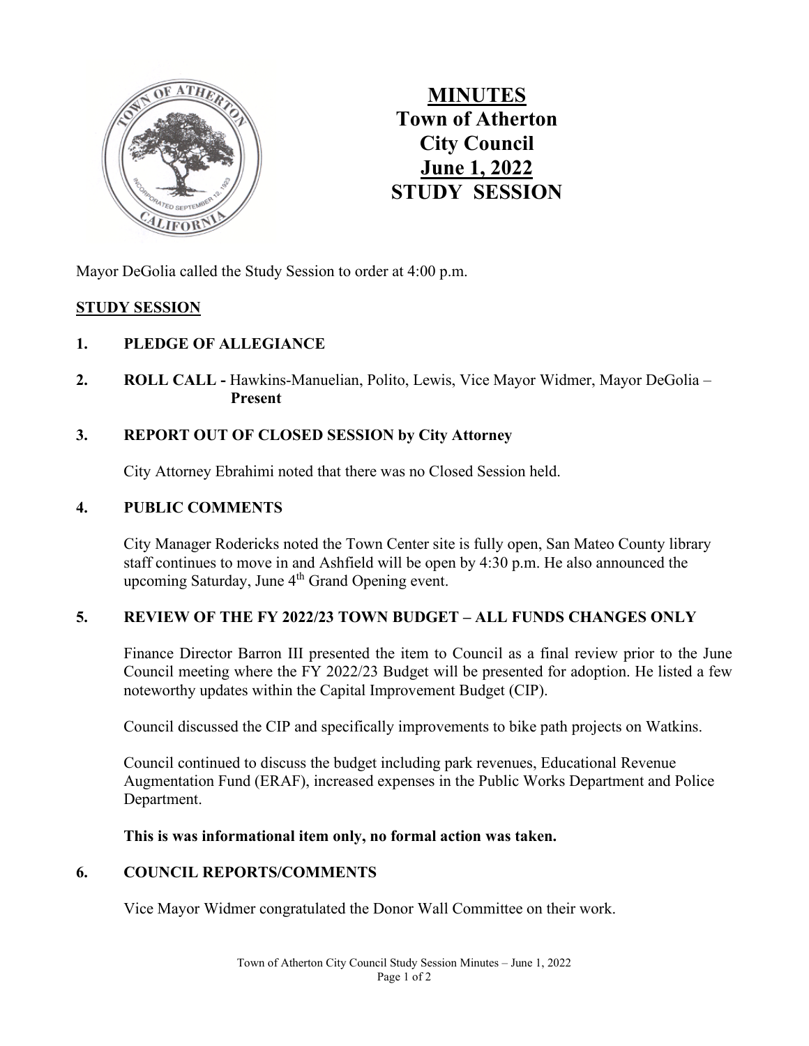# MINUTES
# Town of Atherton
# City Council
# June 1, 2022
# STUDY SESSION

Mayor DeGolia called the Study Session to order at 4:00 p.m.

## STUDY SESSION

**1. PLEDGE OF ALLEGIANCE**

**2. ROLL CALL -** Hawkins-Manuelian, Polito, Lewis, Vice Mayor Widmer, Mayor DeGolia – **Present**

**3. REPORT OUT OF CLOSED SESSION by City Attorney**

City Attorney Ebrahimi noted that there was no Closed Session held.

**4. PUBLIC COMMENTS**

City Manager Rodericks noted the Town Center site is fully open, San Mateo County library staff continues to move in and Ashfield will be open by 4:30 p.m. He also announced the upcoming Saturday, June 4th Grand Opening event.

**5. REVIEW OF THE FY 2022/23 TOWN BUDGET – ALL FUNDS CHANGES ONLY**

Finance Director Barron III presented the item to Council as a final review prior to the June Council meeting where the FY 2022/23 Budget will be presented for adoption. He listed a few noteworthy updates within the Capital Improvement Budget (CIP).

Council discussed the CIP and specifically improvements to bike path projects on Watkins.

Council continued to discuss the budget including park revenues, Educational Revenue Augmentation Fund (ERAF), increased expenses in the Public Works Department and Police Department.

**This is was informational item only, no formal action was taken.**

**6. COUNCIL REPORTS/COMMENTS**

Vice Mayor Widmer congratulated the Donor Wall Committee on their work.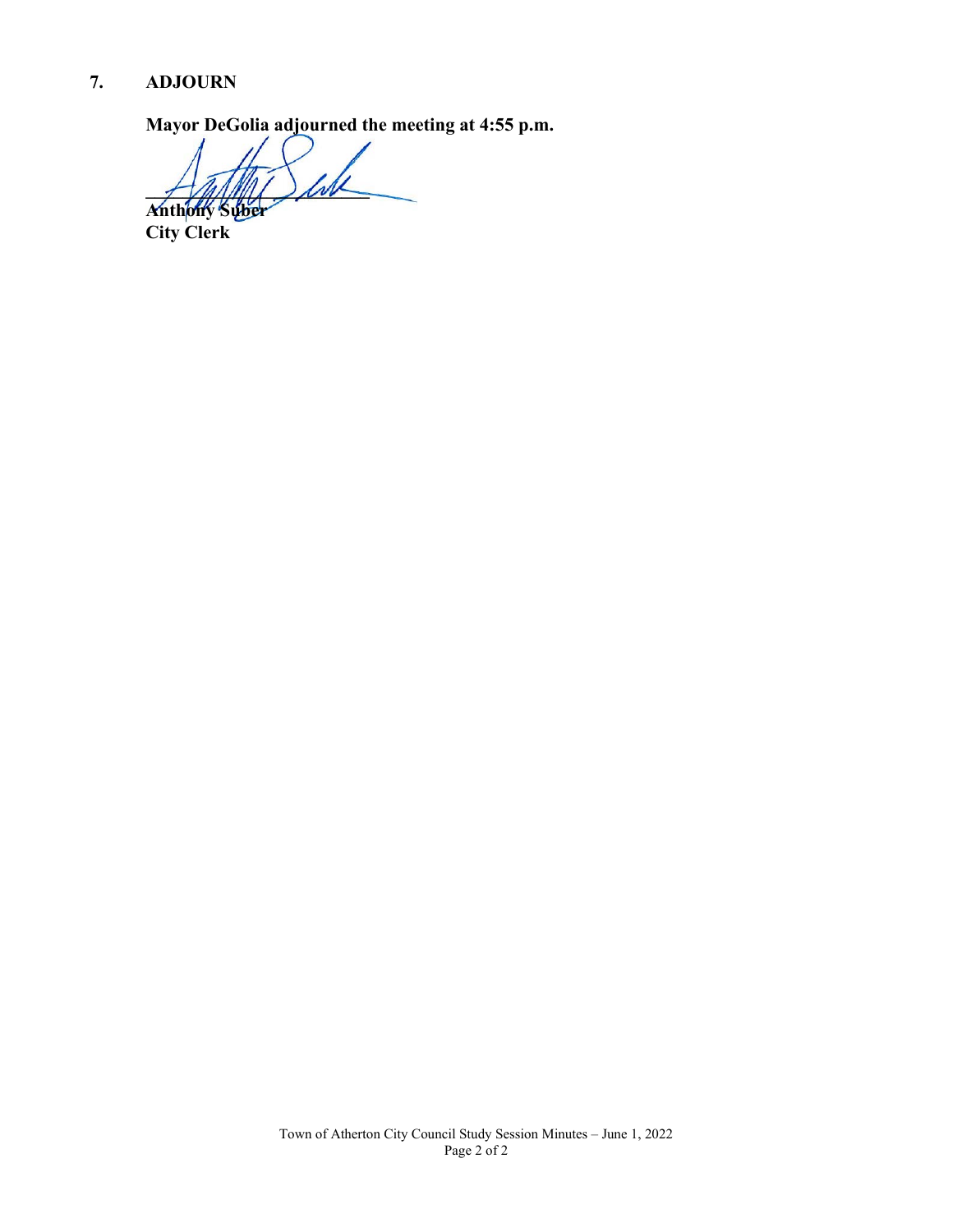## 7. ADJOURN

**Mayor DeGolia adjourned the meeting at 4:55 p.m.**

______________________________
**Anthony Suber**
**City Clerk**